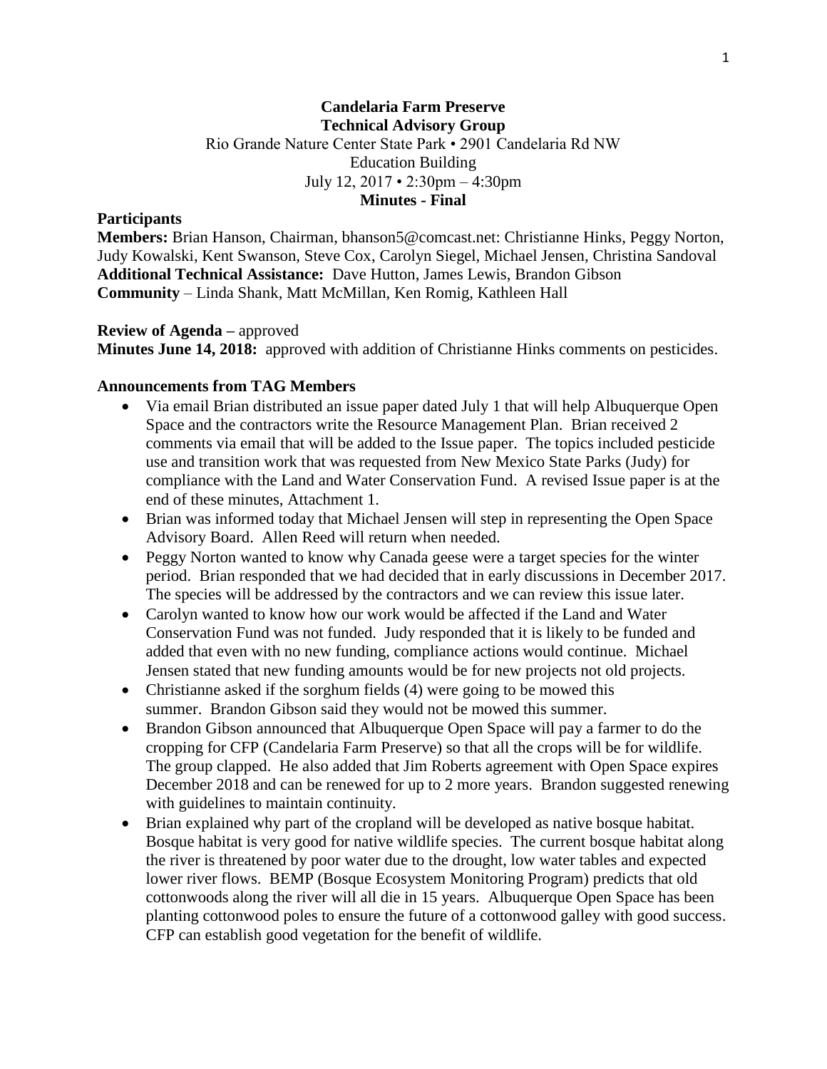**Candelaria Farm Preserve**
**Technical Advisory Group**
Rio Grande Nature Center State Park • 2901 Candelaria Rd NW
Education Building
July 12, 2017 • 2:30pm – 4:30pm
**Minutes - Final**

**Participants**

**Members:** Brian Hanson, Chairman, bhanson5@comcast.net: Christianne Hinks, Peggy Norton, Judy Kowalski, Kent Swanson, Steve Cox, Carolyn Siegel, Michael Jensen, Christina Sandoval
**Additional Technical Assistance:** Dave Hutton, James Lewis, Brandon Gibson
**Community** – Linda Shank, Matt McMillan, Ken Romig, Kathleen Hall

**Review of Agenda –** approved
**Minutes June 14, 2018:** approved with addition of Christianne Hinks comments on pesticides.

**Announcements from TAG Members**

- Via email Brian distributed an issue paper dated July 1 that will help Albuquerque Open Space and the contractors write the Resource Management Plan. Brian received 2 comments via email that will be added to the Issue paper. The topics included pesticide use and transition work that was requested from New Mexico State Parks (Judy) for compliance with the Land and Water Conservation Fund. A revised Issue paper is at the end of these minutes, Attachment 1.
- Brian was informed today that Michael Jensen will step in representing the Open Space Advisory Board. Allen Reed will return when needed.
- Peggy Norton wanted to know why Canada geese were a target species for the winter period. Brian responded that we had decided that in early discussions in December 2017. The species will be addressed by the contractors and we can review this issue later.
- Carolyn wanted to know how our work would be affected if the Land and Water Conservation Fund was not funded. Judy responded that it is likely to be funded and added that even with no new funding, compliance actions would continue. Michael Jensen stated that new funding amounts would be for new projects not old projects.
- Christianne asked if the sorghum fields (4) were going to be mowed this summer. Brandon Gibson said they would not be mowed this summer.
- Brandon Gibson announced that Albuquerque Open Space will pay a farmer to do the cropping for CFP (Candelaria Farm Preserve) so that all the crops will be for wildlife. The group clapped. He also added that Jim Roberts agreement with Open Space expires December 2018 and can be renewed for up to 2 more years. Brandon suggested renewing with guidelines to maintain continuity.
- Brian explained why part of the cropland will be developed as native bosque habitat. Bosque habitat is very good for native wildlife species. The current bosque habitat along the river is threatened by poor water due to the drought, low water tables and expected lower river flows. BEMP (Bosque Ecosystem Monitoring Program) predicts that old cottonwoods along the river will all die in 15 years. Albuquerque Open Space has been planting cottonwood poles to ensure the future of a cottonwood galley with good success. CFP can establish good vegetation for the benefit of wildlife.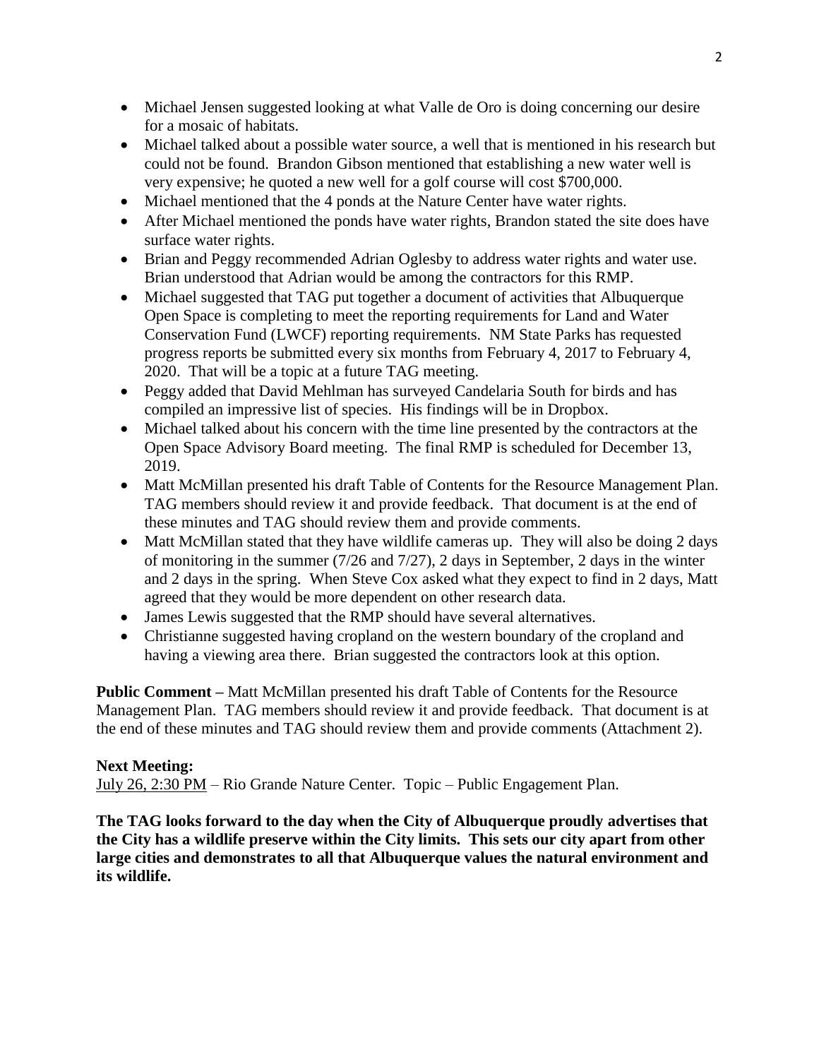- Michael Jensen suggested looking at what Valle de Oro is doing concerning our desire for a mosaic of habitats.
- Michael talked about a possible water source, a well that is mentioned in his research but could not be found. Brandon Gibson mentioned that establishing a new water well is very expensive; he quoted a new well for a golf course will cost $700,000.
- Michael mentioned that the 4 ponds at the Nature Center have water rights.
- After Michael mentioned the ponds have water rights, Brandon stated the site does have surface water rights.
- Brian and Peggy recommended Adrian Oglesby to address water rights and water use. Brian understood that Adrian would be among the contractors for this RMP.
- Michael suggested that TAG put together a document of activities that Albuquerque Open Space is completing to meet the reporting requirements for Land and Water Conservation Fund (LWCF) reporting requirements. NM State Parks has requested progress reports be submitted every six months from February 4, 2017 to February 4, 2020. That will be a topic at a future TAG meeting.
- Peggy added that David Mehlman has surveyed Candelaria South for birds and has compiled an impressive list of species. His findings will be in Dropbox.
- Michael talked about his concern with the time line presented by the contractors at the Open Space Advisory Board meeting. The final RMP is scheduled for December 13, 2019.
- Matt McMillan presented his draft Table of Contents for the Resource Management Plan. TAG members should review it and provide feedback. That document is at the end of these minutes and TAG should review them and provide comments.
- Matt McMillan stated that they have wildlife cameras up. They will also be doing 2 days of monitoring in the summer (7/26 and 7/27), 2 days in September, 2 days in the winter and 2 days in the spring. When Steve Cox asked what they expect to find in 2 days, Matt agreed that they would be more dependent on other research data.
- James Lewis suggested that the RMP should have several alternatives.
- Christianne suggested having cropland on the western boundary of the cropland and having a viewing area there. Brian suggested the contractors look at this option.

**Public Comment –** Matt McMillan presented his draft Table of Contents for the Resource Management Plan. TAG members should review it and provide feedback. That document is at the end of these minutes and TAG should review them and provide comments (Attachment 2).

**Next Meeting:**

July 26, 2:30 PM – Rio Grande Nature Center. Topic – Public Engagement Plan.

**The TAG looks forward to the day when the City of Albuquerque proudly advertises that the City has a wildlife preserve within the City limits. This sets our city apart from other large cities and demonstrates to all that Albuquerque values the natural environment and its wildlife.**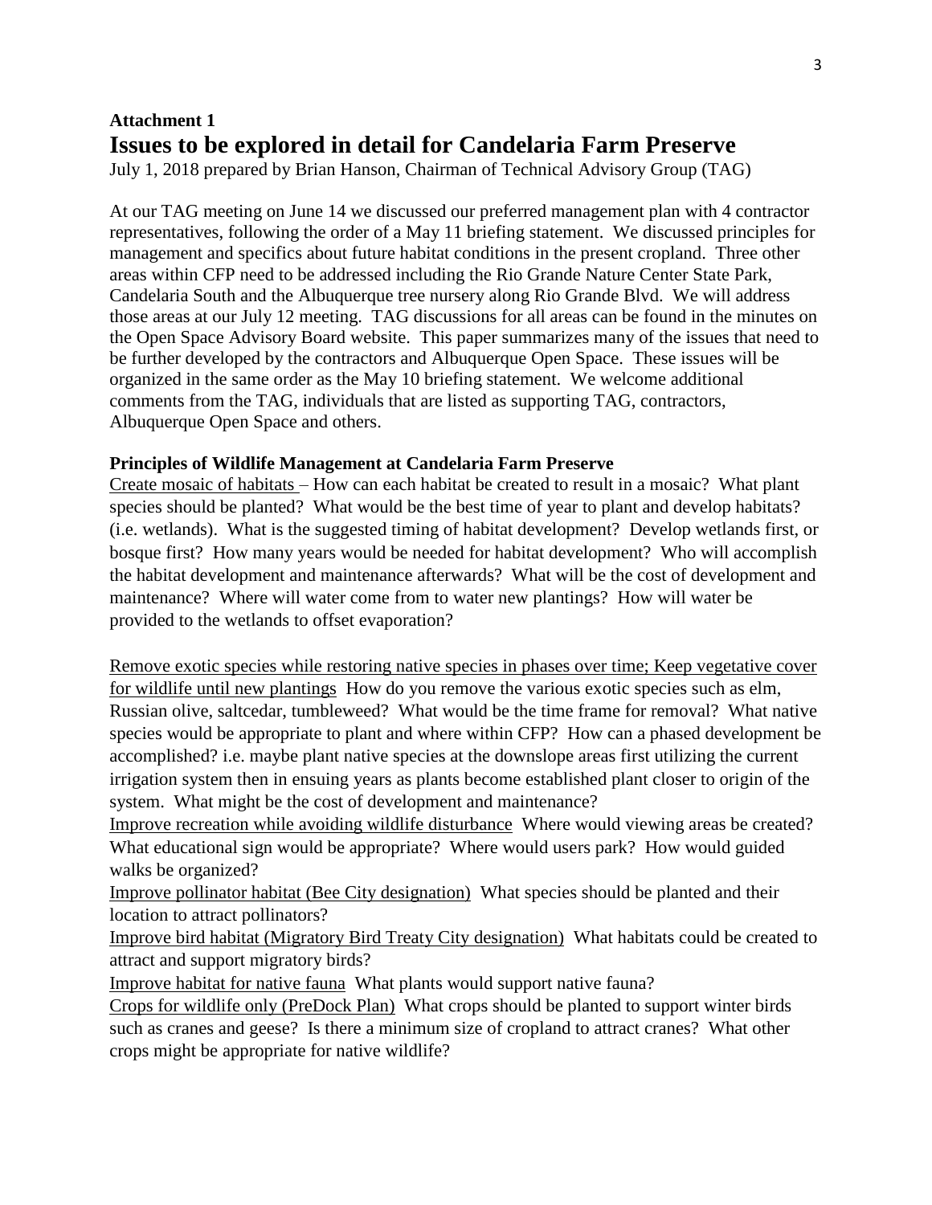**Attachment 1**

# Issues to be explored in detail for Candelaria Farm Preserve

July 1, 2018 prepared by Brian Hanson, Chairman of Technical Advisory Group (TAG)

At our TAG meeting on June 14 we discussed our preferred management plan with 4 contractor representatives, following the order of a May 11 briefing statement. We discussed principles for management and specifics about future habitat conditions in the present cropland. Three other areas within CFP need to be addressed including the Rio Grande Nature Center State Park, Candelaria South and the Albuquerque tree nursery along Rio Grande Blvd. We will address those areas at our July 12 meeting. TAG discussions for all areas can be found in the minutes on the Open Space Advisory Board website. This paper summarizes many of the issues that need to be further developed by the contractors and Albuquerque Open Space. These issues will be organized in the same order as the May 10 briefing statement. We welcome additional comments from the TAG, individuals that are listed as supporting TAG, contractors, Albuquerque Open Space and others.

**Principles of Wildlife Management at Candelaria Farm Preserve**

<u>Create mosaic of habitats</u> – How can each habitat be created to result in a mosaic? What plant species should be planted? What would be the best time of year to plant and develop habitats? (i.e. wetlands). What is the suggested timing of habitat development? Develop wetlands first, or bosque first? How many years would be needed for habitat development? Who will accomplish the habitat development and maintenance afterwards? What will be the cost of development and maintenance? Where will water come from to water new plantings? How will water be provided to the wetlands to offset evaporation?

<u>Remove exotic species while restoring native species in phases over time; Keep vegetative cover for wildlife until new plantings</u> How do you remove the various exotic species such as elm, Russian olive, saltcedar, tumbleweed? What would be the time frame for removal? What native species would be appropriate to plant and where within CFP? How can a phased development be accomplished? i.e. maybe plant native species at the downslope areas first utilizing the current irrigation system then in ensuing years as plants become established plant closer to origin of the system. What might be the cost of development and maintenance?

<u>Improve recreation while avoiding wildlife disturbance</u> Where would viewing areas be created? What educational sign would be appropriate? Where would users park? How would guided walks be organized?

<u>Improve pollinator habitat (Bee City designation)</u> What species should be planted and their location to attract pollinators?

<u>Improve bird habitat (Migratory Bird Treaty City designation)</u> What habitats could be created to attract and support migratory birds?

<u>Improve habitat for native fauna</u> What plants would support native fauna?

<u>Crops for wildlife only (PreDock Plan)</u> What crops should be planted to support winter birds such as cranes and geese? Is there a minimum size of cropland to attract cranes? What other crops might be appropriate for native wildlife?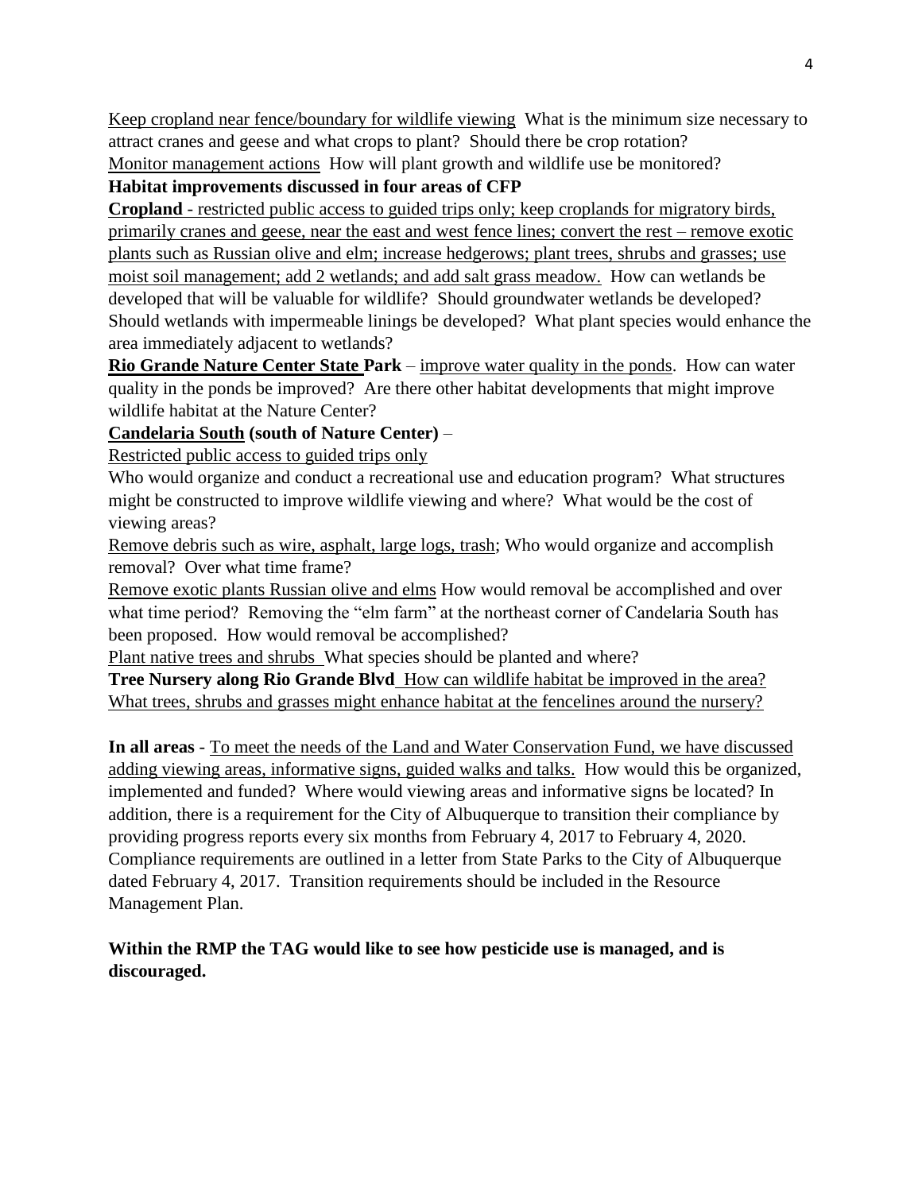Keep cropland near fence/boundary for wildlife viewing What is the minimum size necessary to attract cranes and geese and what crops to plant? Should there be crop rotation?

Monitor management actions How will plant growth and wildlife use be monitored?

**Habitat improvements discussed in four areas of CFP**

**Cropland** - restricted public access to guided trips only; keep croplands for migratory birds, primarily cranes and geese, near the east and west fence lines; convert the rest – remove exotic plants such as Russian olive and elm; increase hedgerows; plant trees, shrubs and grasses; use moist soil management; add 2 wetlands; and add salt grass meadow. How can wetlands be developed that will be valuable for wildlife? Should groundwater wetlands be developed? Should wetlands with impermeable linings be developed? What plant species would enhance the area immediately adjacent to wetlands?

**Rio Grande Nature Center State Park** – improve water quality in the ponds. How can water quality in the ponds be improved? Are there other habitat developments that might improve wildlife habitat at the Nature Center?

**Candelaria South (south of Nature Center)** –

Restricted public access to guided trips only

Who would organize and conduct a recreational use and education program? What structures might be constructed to improve wildlife viewing and where? What would be the cost of viewing areas?

Remove debris such as wire, asphalt, large logs, trash; Who would organize and accomplish removal? Over what time frame?

Remove exotic plants Russian olive and elms How would removal be accomplished and over what time period? Removing the "elm farm" at the northeast corner of Candelaria South has been proposed. How would removal be accomplished?

Plant native trees and shrubs What species should be planted and where?

**Tree Nursery along Rio Grande Blvd** How can wildlife habitat be improved in the area? What trees, shrubs and grasses might enhance habitat at the fencelines around the nursery?

**In all areas** - To meet the needs of the Land and Water Conservation Fund, we have discussed adding viewing areas, informative signs, guided walks and talks. How would this be organized, implemented and funded? Where would viewing areas and informative signs be located? In addition, there is a requirement for the City of Albuquerque to transition their compliance by providing progress reports every six months from February 4, 2017 to February 4, 2020. Compliance requirements are outlined in a letter from State Parks to the City of Albuquerque dated February 4, 2017. Transition requirements should be included in the Resource Management Plan.

**Within the RMP the TAG would like to see how pesticide use is managed, and is discouraged.**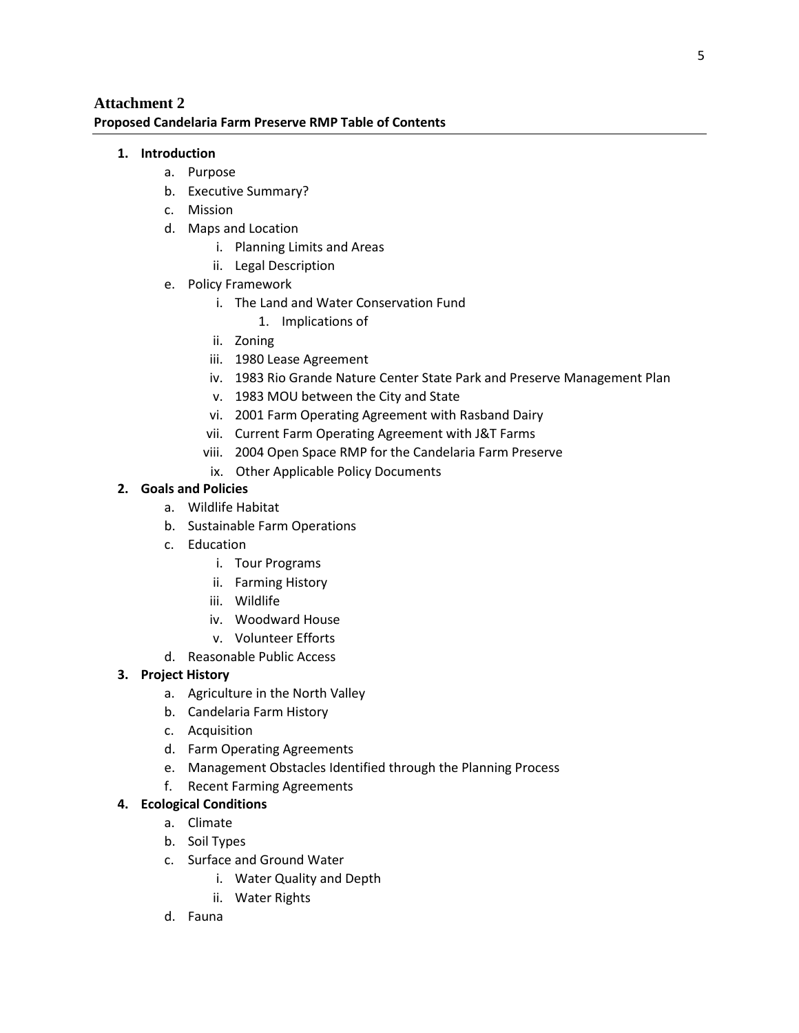# Attachment 2

**Proposed Candelaria Farm Preserve RMP Table of Contents**

1. **Introduction**
   a. Purpose
   b. Executive Summary?
   c. Mission
   d. Maps and Location
      i. Planning Limits and Areas
      ii. Legal Description
   e. Policy Framework
      i. The Land and Water Conservation Fund
         1. Implications of
      ii. Zoning
      iii. 1980 Lease Agreement
      iv. 1983 Rio Grande Nature Center State Park and Preserve Management Plan
      v. 1983 MOU between the City and State
      vi. 2001 Farm Operating Agreement with Rasband Dairy
      vii. Current Farm Operating Agreement with J&T Farms
      viii. 2004 Open Space RMP for the Candelaria Farm Preserve
      ix. Other Applicable Policy Documents
2. **Goals and Policies**
   a. Wildlife Habitat
   b. Sustainable Farm Operations
   c. Education
      i. Tour Programs
      ii. Farming History
      iii. Wildlife
      iv. Woodward House
      v. Volunteer Efforts
   d. Reasonable Public Access
3. **Project History**
   a. Agriculture in the North Valley
   b. Candelaria Farm History
   c. Acquisition
   d. Farm Operating Agreements
   e. Management Obstacles Identified through the Planning Process
   f. Recent Farming Agreements
4. **Ecological Conditions**
   a. Climate
   b. Soil Types
   c. Surface and Ground Water
      i. Water Quality and Depth
      ii. Water Rights
   d. Fauna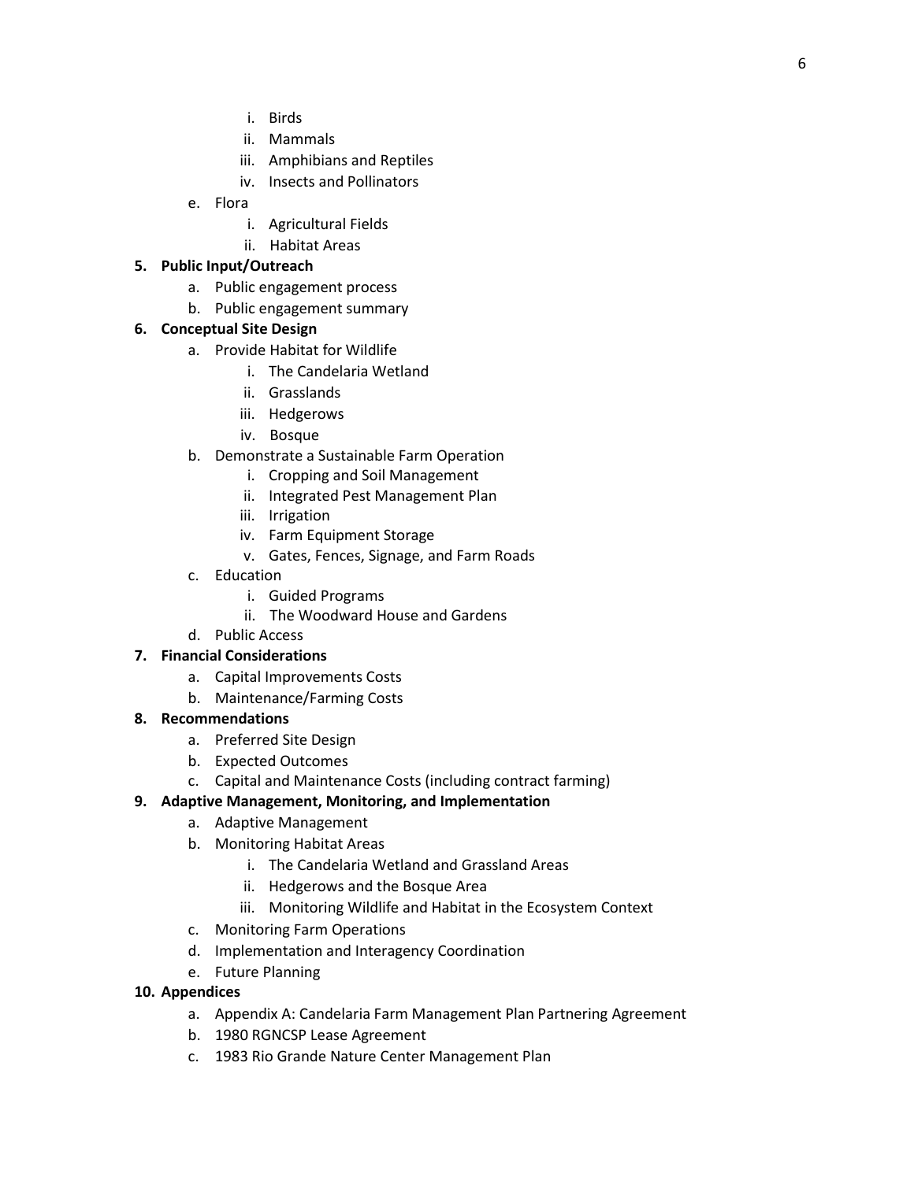i. Birds
            ii. Mammals
            iii. Amphibians and Reptiles
            iv. Insects and Pollinators
    e. Flora
            i. Agricultural Fields
            ii. Habitat Areas

**5. Public Input/Outreach**

- a. Public engagement process
- b. Public engagement summary

**6. Conceptual Site Design**

- a. Provide Habitat for Wildlife
    - i. The Candelaria Wetland
    - ii. Grasslands
    - iii. Hedgerows
    - iv. Bosque
- b. Demonstrate a Sustainable Farm Operation
    - i. Cropping and Soil Management
    - ii. Integrated Pest Management Plan
    - iii. Irrigation
    - iv. Farm Equipment Storage
    - v. Gates, Fences, Signage, and Farm Roads
- c. Education
    - i. Guided Programs
    - ii. The Woodward House and Gardens
- d. Public Access

**7. Financial Considerations**

- a. Capital Improvements Costs
- b. Maintenance/Farming Costs

**8. Recommendations**

- a. Preferred Site Design
- b. Expected Outcomes
- c. Capital and Maintenance Costs (including contract farming)

**9. Adaptive Management, Monitoring, and Implementation**

- a. Adaptive Management
- b. Monitoring Habitat Areas
    - i. The Candelaria Wetland and Grassland Areas
    - ii. Hedgerows and the Bosque Area
    - iii. Monitoring Wildlife and Habitat in the Ecosystem Context
- c. Monitoring Farm Operations
- d. Implementation and Interagency Coordination
- e. Future Planning

**10. Appendices**

- a. Appendix A: Candelaria Farm Management Plan Partnering Agreement
- b. 1980 RGNCSP Lease Agreement
- c. 1983 Rio Grande Nature Center Management Plan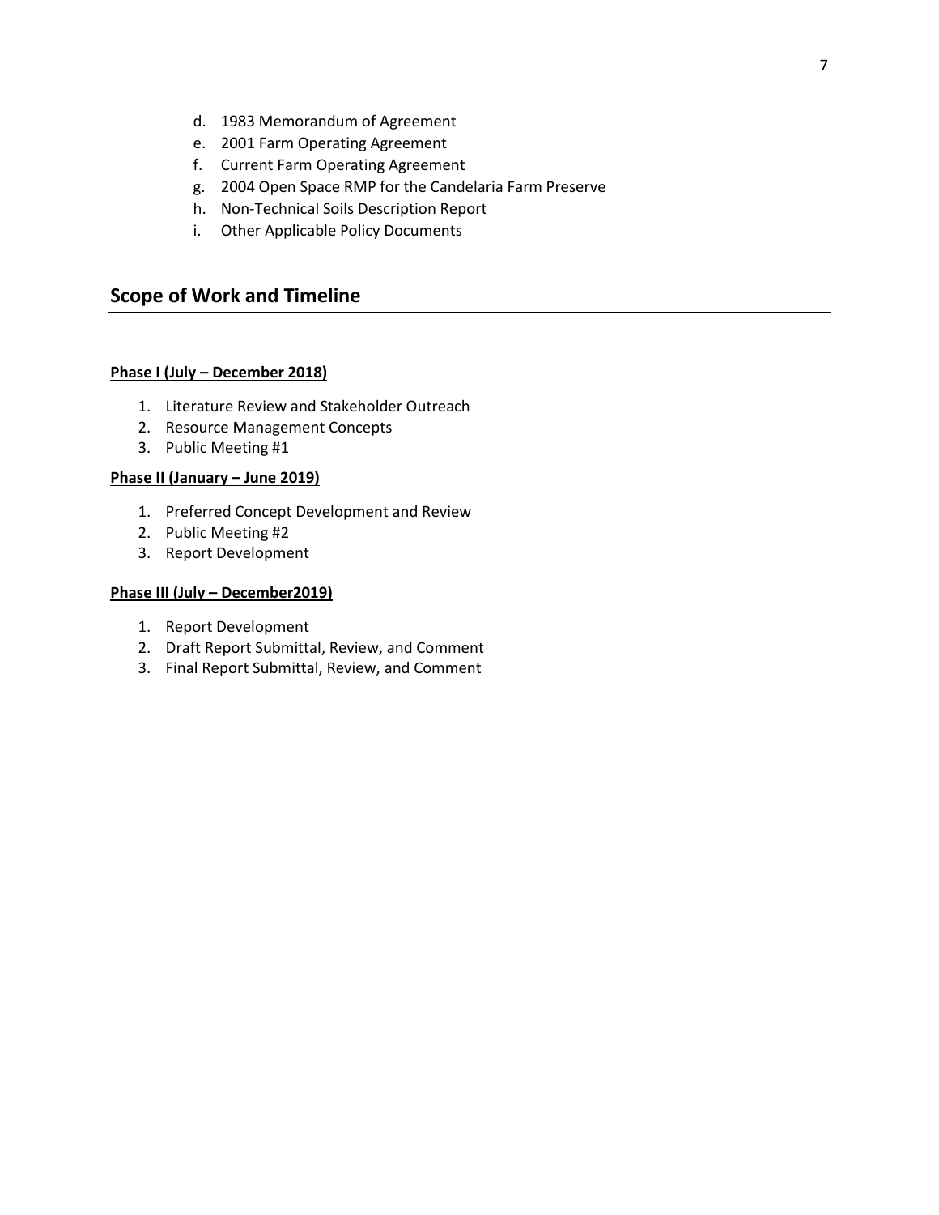d. 1983 Memorandum of Agreement
e. 2001 Farm Operating Agreement
f. Current Farm Operating Agreement
g. 2004 Open Space RMP for the Candelaria Farm Preserve
h. Non-Technical Soils Description Report
i. Other Applicable Policy Documents

## Scope of Work and Timeline

**Phase I (July – December 2018)**

1. Literature Review and Stakeholder Outreach
2. Resource Management Concepts
3. Public Meeting #1

**Phase II (January – June 2019)**

1. Preferred Concept Development and Review
2. Public Meeting #2
3. Report Development

**Phase III (July – December2019)**

1. Report Development
2. Draft Report Submittal, Review, and Comment
3. Final Report Submittal, Review, and Comment